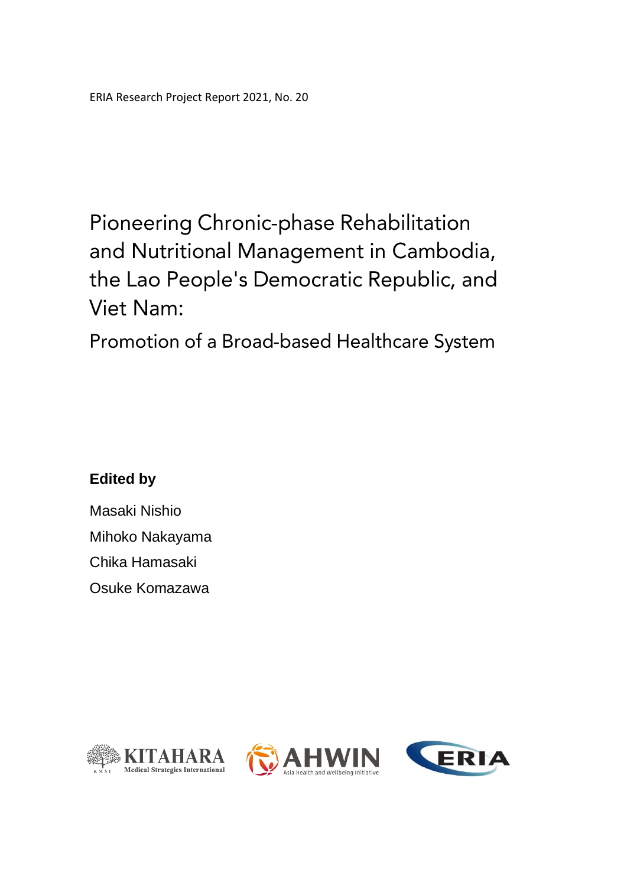ERIA Research Project Report 2021, No. 20

# Pioneering Chronic-phase Rehabilitation and Nutritional Management in Cambodia, the Lao People's Democratic Republic, and Viet Nam:

## Promotion of a Broad-based Healthcare System

**Edited by**

Masaki Nishio

Mihoko Nakayama

Chika Hamasaki

Osuke Komazawa

KITAHARA Medical Strategies International

AHWIN Asia Health and Wellbeing Initiative

ERIA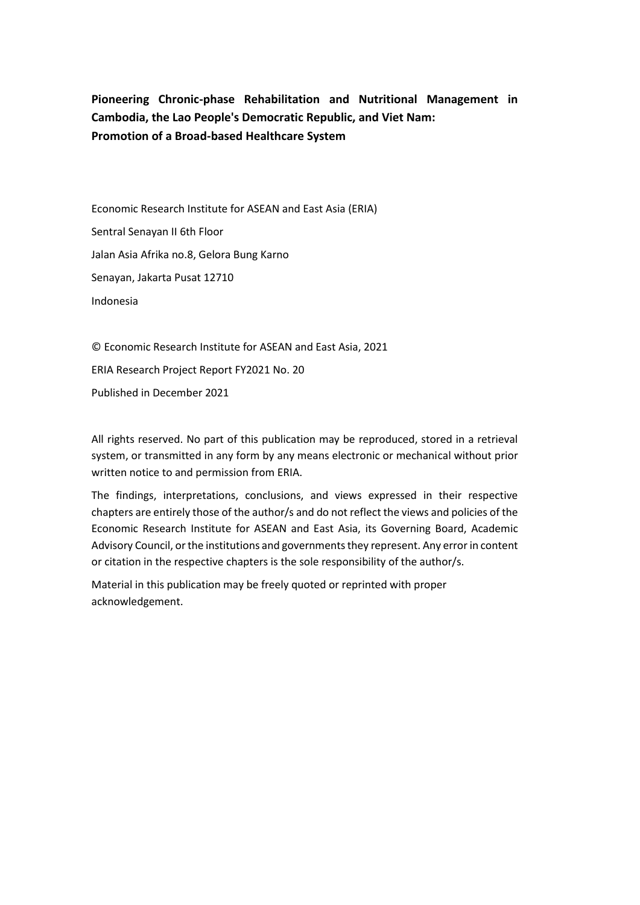**Pioneering Chronic-phase Rehabilitation and Nutritional Management in Cambodia, the Lao People's Democratic Republic, and Viet Nam: Promotion of a Broad-based Healthcare System**

Economic Research Institute for ASEAN and East Asia (ERIA)

Sentral Senayan II 6th Floor

Jalan Asia Afrika no.8, Gelora Bung Karno

Senayan, Jakarta Pusat 12710

Indonesia

© Economic Research Institute for ASEAN and East Asia, 2021

ERIA Research Project Report FY2021 No. 20

Published in December 2021

All rights reserved. No part of this publication may be reproduced, stored in a retrieval system, or transmitted in any form by any means electronic or mechanical without prior written notice to and permission from ERIA.

The findings, interpretations, conclusions, and views expressed in their respective chapters are entirely those of the author/s and do not reflect the views and policies of the Economic Research Institute for ASEAN and East Asia, its Governing Board, Academic Advisory Council, or the institutions and governments they represent. Any error in content or citation in the respective chapters is the sole responsibility of the author/s.

Material in this publication may be freely quoted or reprinted with proper acknowledgement.